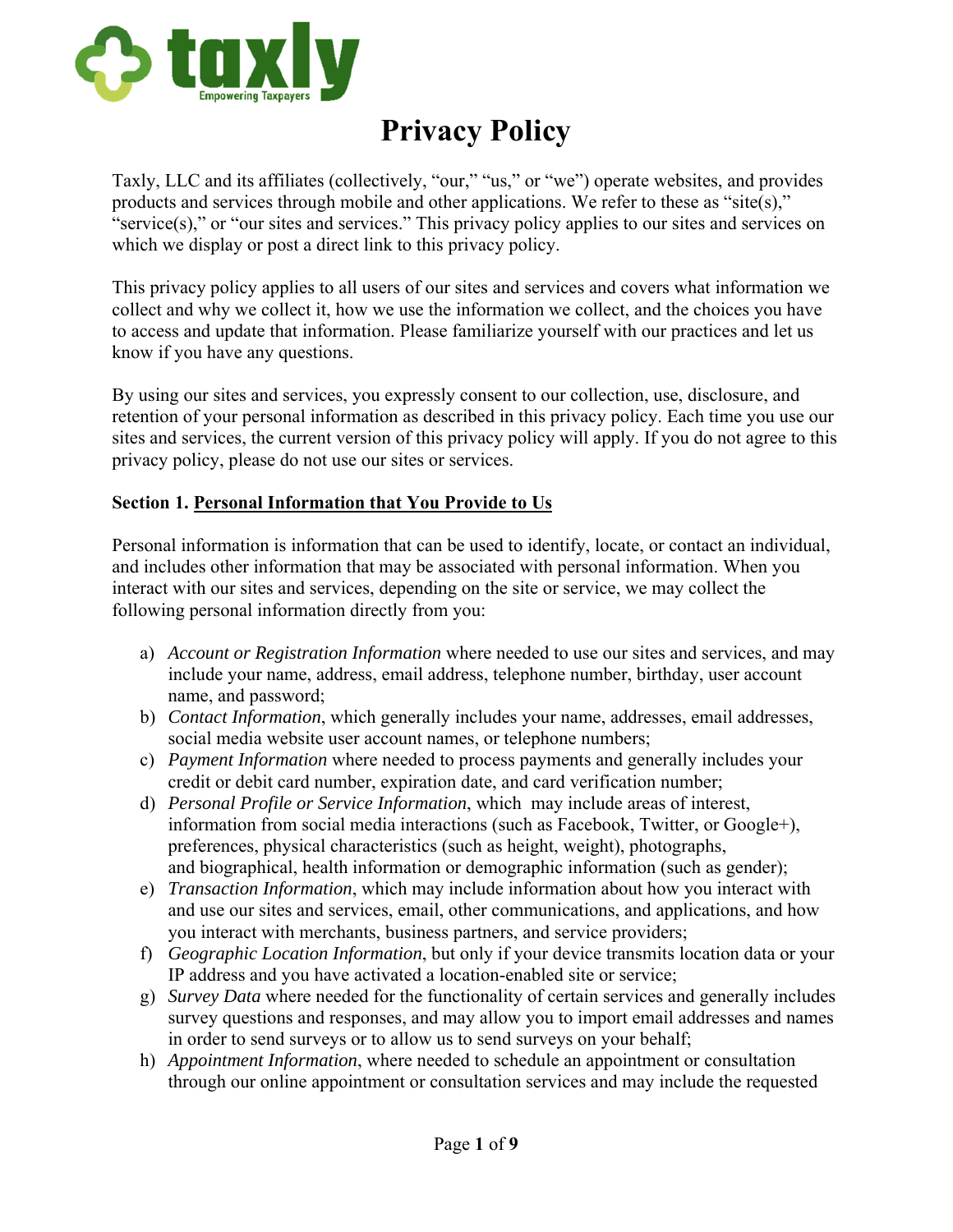# Privacy Policy

Taxly, LLC and its affiliates (collectively, "our," "us," or "we") operate websites, and provides products and services through mobile and other applications. We refer to these as "site(s)," "service(s)," or "our sites and services." This privacy policy applies to our sites and services on which we display or post a direct link to this privacy policy.

This privacy policy applies to all users of our sites and services and covers what information we collect and why we collect it, how we use the information we collect, and the choices you have to access and update that information. Please familiarize yourself with our practices and let us know if you have any questions.

By using our sites and services, you expressly consent to our collection, use, disclosure, and retention of your personal information as described in this privacy policy. Each time you use our sites and services, the current version of this privacy policy will apply. If you do not agree to this privacy policy, please do not use our sites or services.

**Section 1. <u>Personal Information that You Provide to Us</u>**

Personal information is information that can be used to identify, locate, or contact an individual, and includes other information that may be associated with personal information. When you interact with our sites and services, depending on the site or service, we may collect the following personal information directly from you:

a) *Account or Registration Information* where needed to use our sites and services, and may include your name, address, email address, telephone number, birthday, user account name, and password;
b) *Contact Information*, which generally includes your name, addresses, email addresses, social media website user account names, or telephone numbers;
c) *Payment Information* where needed to process payments and generally includes your credit or debit card number, expiration date, and card verification number;
d) *Personal Profile or Service Information*, which may include areas of interest, information from social media interactions (such as Facebook, Twitter, or Google+), preferences, physical characteristics (such as height, weight), photographs, and biographical, health information or demographic information (such as gender);
e) *Transaction Information*, which may include information about how you interact with and use our sites and services, email, other communications, and applications, and how you interact with merchants, business partners, and service providers;
f) *Geographic Location Information*, but only if your device transmits location data or your IP address and you have activated a location-enabled site or service;
g) *Survey Data* where needed for the functionality of certain services and generally includes survey questions and responses, and may allow you to import email addresses and names in order to send surveys or to allow us to send surveys on your behalf;
h) *Appointment Information*, where needed to schedule an appointment or consultation through our online appointment or consultation services and may include the requested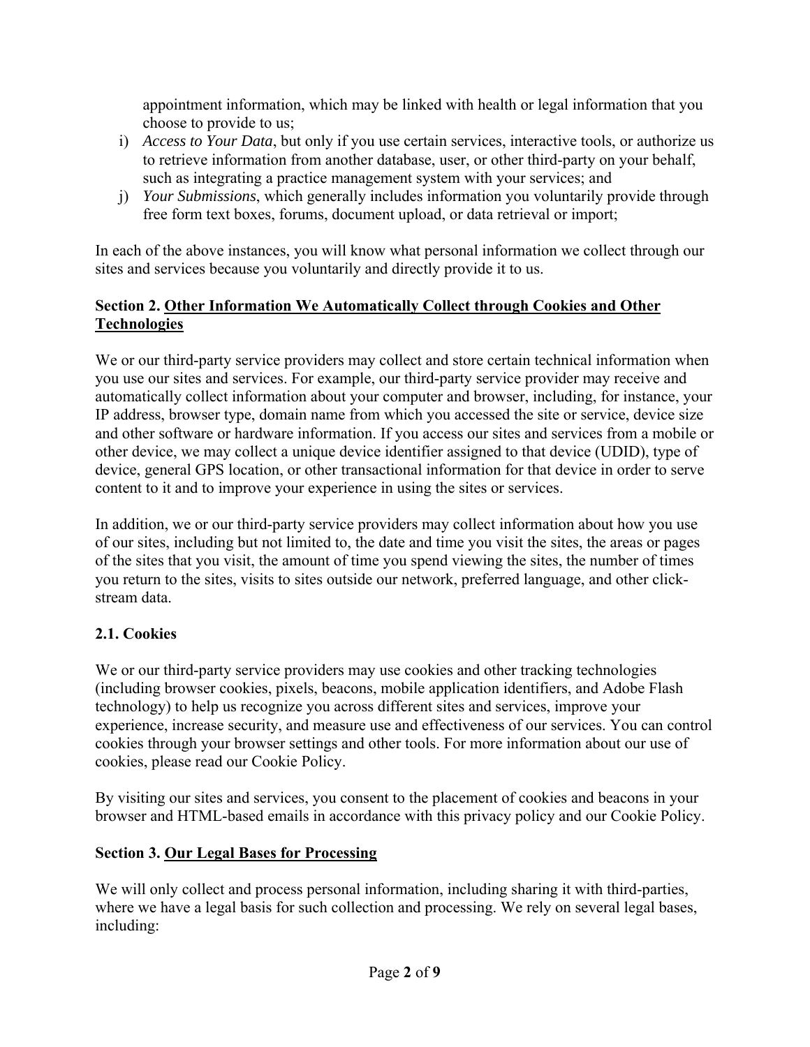appointment information, which may be linked with health or legal information that you choose to provide to us;

i) *Access to Your Data*, but only if you use certain services, interactive tools, or authorize us to retrieve information from another database, user, or other third-party on your behalf, such as integrating a practice management system with your services; and
j) *Your Submissions*, which generally includes information you voluntarily provide through free form text boxes, forums, document upload, or data retrieval or import;

In each of the above instances, you will know what personal information we collect through our sites and services because you voluntarily and directly provide it to us.

## Section 2. Other Information We Automatically Collect through Cookies and Other Technologies

We or our third-party service providers may collect and store certain technical information when you use our sites and services. For example, our third-party service provider may receive and automatically collect information about your computer and browser, including, for instance, your IP address, browser type, domain name from which you accessed the site or service, device size and other software or hardware information. If you access our sites and services from a mobile or other device, we may collect a unique device identifier assigned to that device (UDID), type of device, general GPS location, or other transactional information for that device in order to serve content to it and to improve your experience in using the sites or services.

In addition, we or our third-party service providers may collect information about how you use of our sites, including but not limited to, the date and time you visit the sites, the areas or pages of the sites that you visit, the amount of time you spend viewing the sites, the number of times you return to the sites, visits to sites outside our network, preferred language, and other click-stream data.

### 2.1. Cookies

We or our third-party service providers may use cookies and other tracking technologies (including browser cookies, pixels, beacons, mobile application identifiers, and Adobe Flash technology) to help us recognize you across different sites and services, improve your experience, increase security, and measure use and effectiveness of our services. You can control cookies through your browser settings and other tools. For more information about our use of cookies, please read our Cookie Policy.

By visiting our sites and services, you consent to the placement of cookies and beacons in your browser and HTML-based emails in accordance with this privacy policy and our Cookie Policy.

## Section 3. Our Legal Bases for Processing

We will only collect and process personal information, including sharing it with third-parties, where we have a legal basis for such collection and processing. We rely on several legal bases, including: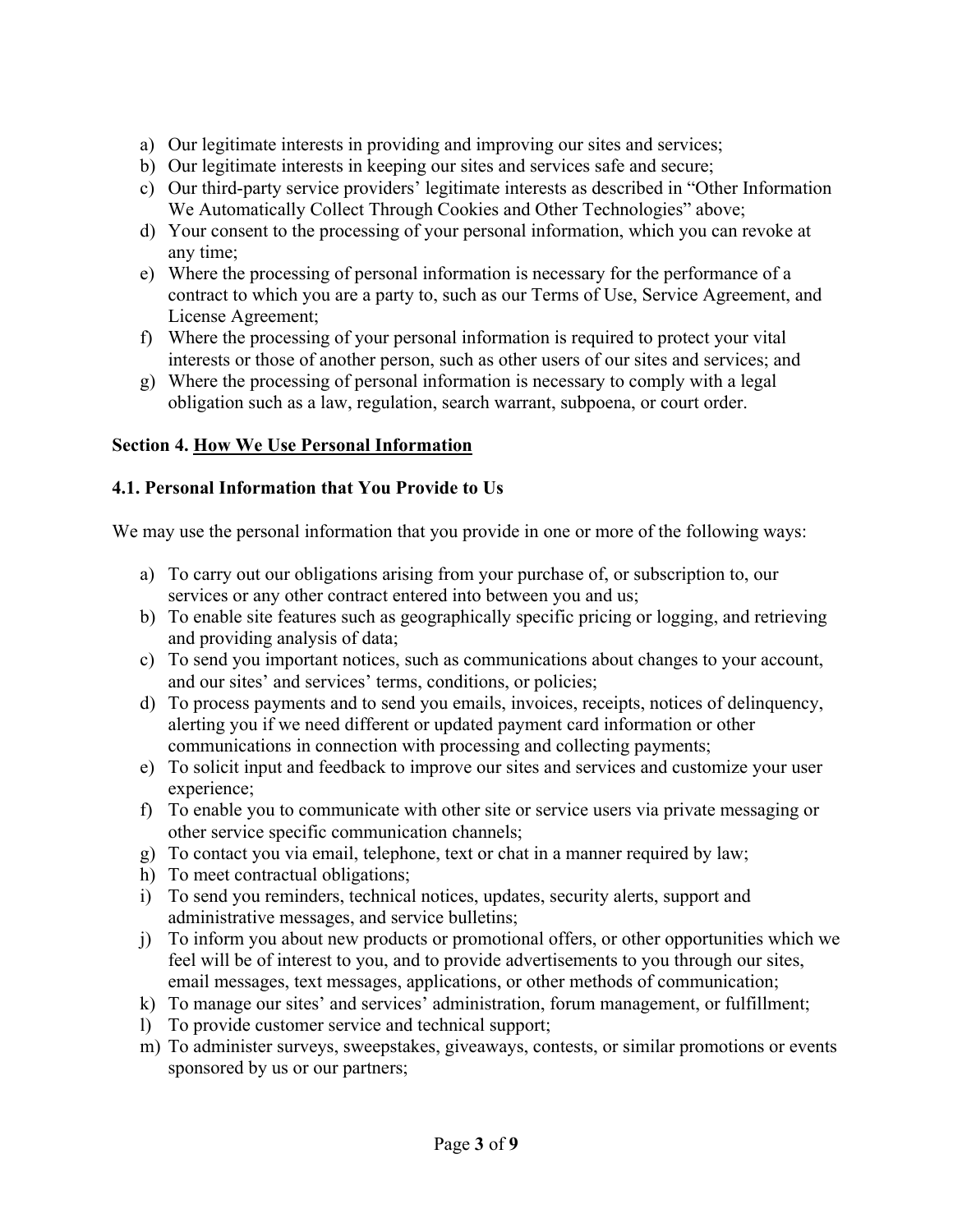a) Our legitimate interests in providing and improving our sites and services;
b) Our legitimate interests in keeping our sites and services safe and secure;
c) Our third-party service providers' legitimate interests as described in "Other Information We Automatically Collect Through Cookies and Other Technologies" above;
d) Your consent to the processing of your personal information, which you can revoke at any time;
e) Where the processing of personal information is necessary for the performance of a contract to which you are a party to, such as our Terms of Use, Service Agreement, and License Agreement;
f) Where the processing of your personal information is required to protect your vital interests or those of another person, such as other users of our sites and services; and
g) Where the processing of personal information is necessary to comply with a legal obligation such as a law, regulation, search warrant, subpoena, or court order.

## Section 4. How We Use Personal Information

### 4.1. Personal Information that You Provide to Us

We may use the personal information that you provide in one or more of the following ways:

a) To carry out our obligations arising from your purchase of, or subscription to, our services or any other contract entered into between you and us;
b) To enable site features such as geographically specific pricing or logging, and retrieving and providing analysis of data;
c) To send you important notices, such as communications about changes to your account, and our sites' and services' terms, conditions, or policies;
d) To process payments and to send you emails, invoices, receipts, notices of delinquency, alerting you if we need different or updated payment card information or other communications in connection with processing and collecting payments;
e) To solicit input and feedback to improve our sites and services and customize your user experience;
f) To enable you to communicate with other site or service users via private messaging or other service specific communication channels;
g) To contact you via email, telephone, text or chat in a manner required by law;
h) To meet contractual obligations;
i) To send you reminders, technical notices, updates, security alerts, support and administrative messages, and service bulletins;
j) To inform you about new products or promotional offers, or other opportunities which we feel will be of interest to you, and to provide advertisements to you through our sites, email messages, text messages, applications, or other methods of communication;
k) To manage our sites' and services' administration, forum management, or fulfillment;
l) To provide customer service and technical support;
m) To administer surveys, sweepstakes, giveaways, contests, or similar promotions or events sponsored by us or our partners;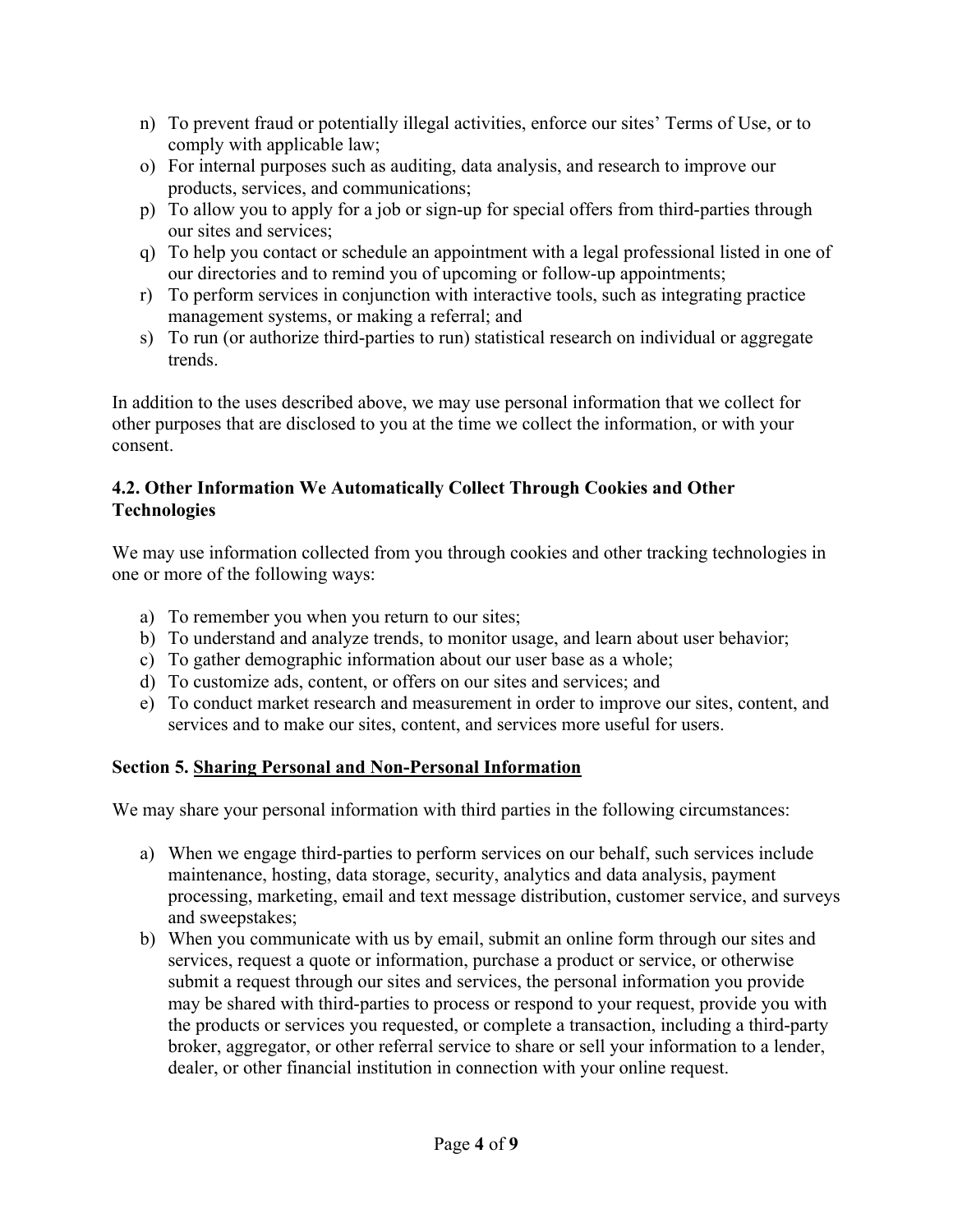n) To prevent fraud or potentially illegal activities, enforce our sites' Terms of Use, or to comply with applicable law;
o) For internal purposes such as auditing, data analysis, and research to improve our products, services, and communications;
p) To allow you to apply for a job or sign-up for special offers from third-parties through our sites and services;
q) To help you contact or schedule an appointment with a legal professional listed in one of our directories and to remind you of upcoming or follow-up appointments;
r) To perform services in conjunction with interactive tools, such as integrating practice management systems, or making a referral; and
s) To run (or authorize third-parties to run) statistical research on individual or aggregate trends.

In addition to the uses described above, we may use personal information that we collect for other purposes that are disclosed to you at the time we collect the information, or with your consent.

### 4.2. Other Information We Automatically Collect Through Cookies and Other Technologies

We may use information collected from you through cookies and other tracking technologies in one or more of the following ways:

a) To remember you when you return to our sites;
b) To understand and analyze trends, to monitor usage, and learn about user behavior;
c) To gather demographic information about our user base as a whole;
d) To customize ads, content, or offers on our sites and services; and
e) To conduct market research and measurement in order to improve our sites, content, and services and to make our sites, content, and services more useful for users.

## Section 5. <u>Sharing Personal and Non-Personal Information</u>

We may share your personal information with third parties in the following circumstances:

a) When we engage third-parties to perform services on our behalf, such services include maintenance, hosting, data storage, security, analytics and data analysis, payment processing, marketing, email and text message distribution, customer service, and surveys and sweepstakes;
b) When you communicate with us by email, submit an online form through our sites and services, request a quote or information, purchase a product or service, or otherwise submit a request through our sites and services, the personal information you provide may be shared with third-parties to process or respond to your request, provide you with the products or services you requested, or complete a transaction, including a third-party broker, aggregator, or other referral service to share or sell your information to a lender, dealer, or other financial institution in connection with your online request.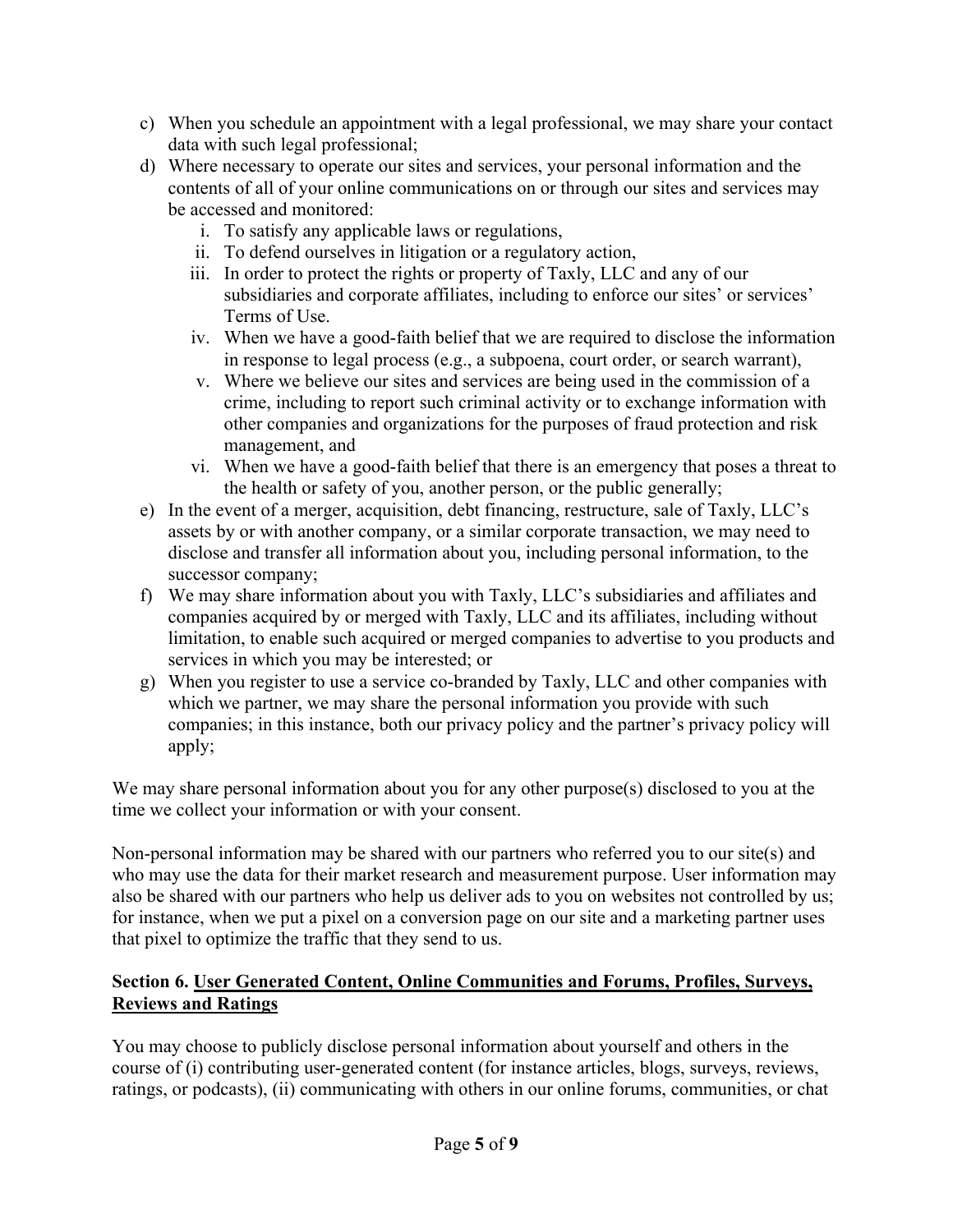c) When you schedule an appointment with a legal professional, we may share your contact data with such legal professional;

d) Where necessary to operate our sites and services, your personal information and the contents of all of your online communications on or through our sites and services may be accessed and monitored:
   i. To satisfy any applicable laws or regulations,
   ii. To defend ourselves in litigation or a regulatory action,
   iii. In order to protect the rights or property of Taxly, LLC and any of our subsidiaries and corporate affiliates, including to enforce our sites' or services' Terms of Use.
   iv. When we have a good-faith belief that we are required to disclose the information in response to legal process (e.g., a subpoena, court order, or search warrant),
   v. Where we believe our sites and services are being used in the commission of a crime, including to report such criminal activity or to exchange information with other companies and organizations for the purposes of fraud protection and risk management, and
   vi. When we have a good-faith belief that there is an emergency that poses a threat to the health or safety of you, another person, or the public generally;

e) In the event of a merger, acquisition, debt financing, restructure, sale of Taxly, LLC's assets by or with another company, or a similar corporate transaction, we may need to disclose and transfer all information about you, including personal information, to the successor company;

f) We may share information about you with Taxly, LLC's subsidiaries and affiliates and companies acquired by or merged with Taxly, LLC and its affiliates, including without limitation, to enable such acquired or merged companies to advertise to you products and services in which you may be interested; or

g) When you register to use a service co-branded by Taxly, LLC and other companies with which we partner, we may share the personal information you provide with such companies; in this instance, both our privacy policy and the partner's privacy policy will apply;

We may share personal information about you for any other purpose(s) disclosed to you at the time we collect your information or with your consent.

Non-personal information may be shared with our partners who referred you to our site(s) and who may use the data for their market research and measurement purpose. User information may also be shared with our partners who help us deliver ads to you on websites not controlled by us; for instance, when we put a pixel on a conversion page on our site and a marketing partner uses that pixel to optimize the traffic that they send to us.

**Section 6. User Generated Content, Online Communities and Forums, Profiles, Surveys, Reviews and Ratings**

You may choose to publicly disclose personal information about yourself and others in the course of (i) contributing user-generated content (for instance articles, blogs, surveys, reviews, ratings, or podcasts), (ii) communicating with others in our online forums, communities, or chat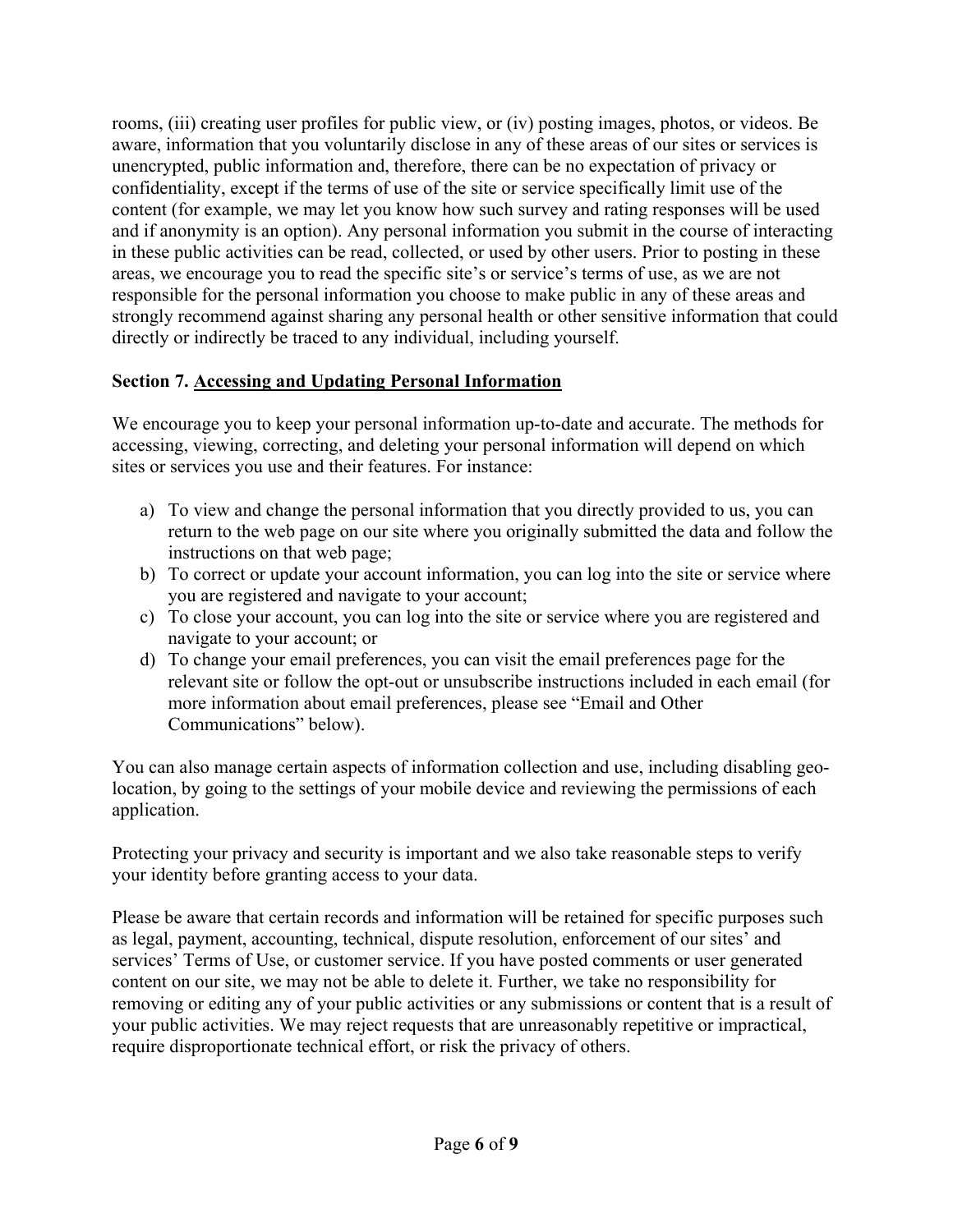rooms, (iii) creating user profiles for public view, or (iv) posting images, photos, or videos. Be aware, information that you voluntarily disclose in any of these areas of our sites or services is unencrypted, public information and, therefore, there can be no expectation of privacy or confidentiality, except if the terms of use of the site or service specifically limit use of the content (for example, we may let you know how such survey and rating responses will be used and if anonymity is an option). Any personal information you submit in the course of interacting in these public activities can be read, collected, or used by other users. Prior to posting in these areas, we encourage you to read the specific site's or service's terms of use, as we are not responsible for the personal information you choose to make public in any of these areas and strongly recommend against sharing any personal health or other sensitive information that could directly or indirectly be traced to any individual, including yourself.

## Section 7. Accessing and Updating Personal Information

We encourage you to keep your personal information up-to-date and accurate. The methods for accessing, viewing, correcting, and deleting your personal information will depend on which sites or services you use and their features. For instance:

a) To view and change the personal information that you directly provided to us, you can return to the web page on our site where you originally submitted the data and follow the instructions on that web page;
b) To correct or update your account information, you can log into the site or service where you are registered and navigate to your account;
c) To close your account, you can log into the site or service where you are registered and navigate to your account; or
d) To change your email preferences, you can visit the email preferences page for the relevant site or follow the opt-out or unsubscribe instructions included in each email (for more information about email preferences, please see "Email and Other Communications" below).

You can also manage certain aspects of information collection and use, including disabling geo-location, by going to the settings of your mobile device and reviewing the permissions of each application.

Protecting your privacy and security is important and we also take reasonable steps to verify your identity before granting access to your data.

Please be aware that certain records and information will be retained for specific purposes such as legal, payment, accounting, technical, dispute resolution, enforcement of our sites' and services' Terms of Use, or customer service. If you have posted comments or user generated content on our site, we may not be able to delete it. Further, we take no responsibility for removing or editing any of your public activities or any submissions or content that is a result of your public activities. We may reject requests that are unreasonably repetitive or impractical, require disproportionate technical effort, or risk the privacy of others.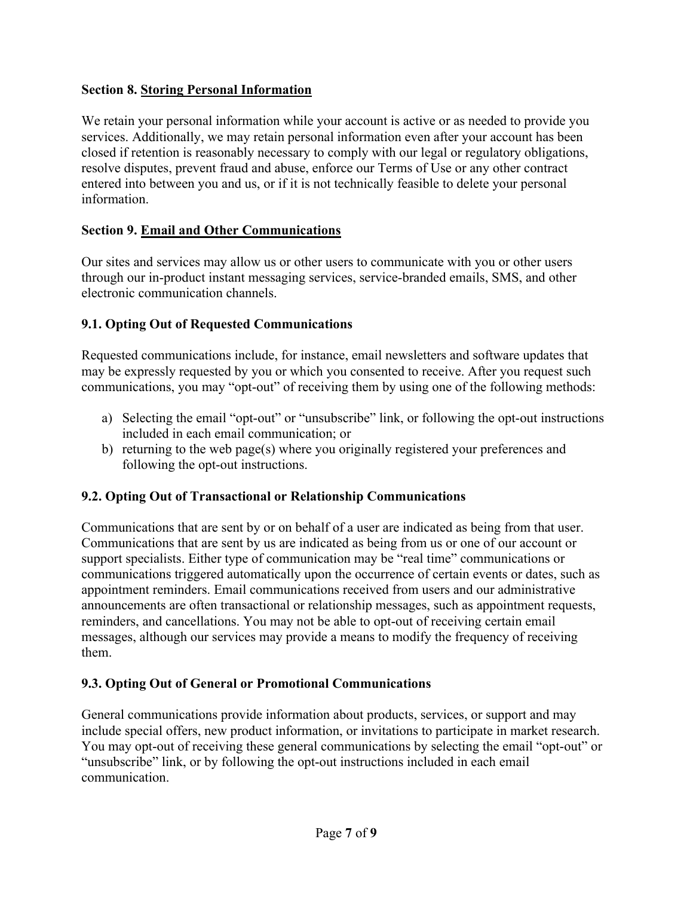## Section 8. Storing Personal Information

We retain your personal information while your account is active or as needed to provide you services. Additionally, we may retain personal information even after your account has been closed if retention is reasonably necessary to comply with our legal or regulatory obligations, resolve disputes, prevent fraud and abuse, enforce our Terms of Use or any other contract entered into between you and us, or if it is not technically feasible to delete your personal information.

## Section 9. Email and Other Communications

Our sites and services may allow us or other users to communicate with you or other users through our in-product instant messaging services, service-branded emails, SMS, and other electronic communication channels.

### 9.1. Opting Out of Requested Communications

Requested communications include, for instance, email newsletters and software updates that may be expressly requested by you or which you consented to receive. After you request such communications, you may "opt-out" of receiving them by using one of the following methods:

a) Selecting the email "opt-out" or "unsubscribe" link, or following the opt-out instructions included in each email communication; or
b) returning to the web page(s) where you originally registered your preferences and following the opt-out instructions.

### 9.2. Opting Out of Transactional or Relationship Communications

Communications that are sent by or on behalf of a user are indicated as being from that user. Communications that are sent by us are indicated as being from us or one of our account or support specialists. Either type of communication may be "real time" communications or communications triggered automatically upon the occurrence of certain events or dates, such as appointment reminders. Email communications received from users and our administrative announcements are often transactional or relationship messages, such as appointment requests, reminders, and cancellations. You may not be able to opt-out of receiving certain email messages, although our services may provide a means to modify the frequency of receiving them.

### 9.3. Opting Out of General or Promotional Communications

General communications provide information about products, services, or support and may include special offers, new product information, or invitations to participate in market research. You may opt-out of receiving these general communications by selecting the email "opt-out" or "unsubscribe" link, or by following the opt-out instructions included in each email communication.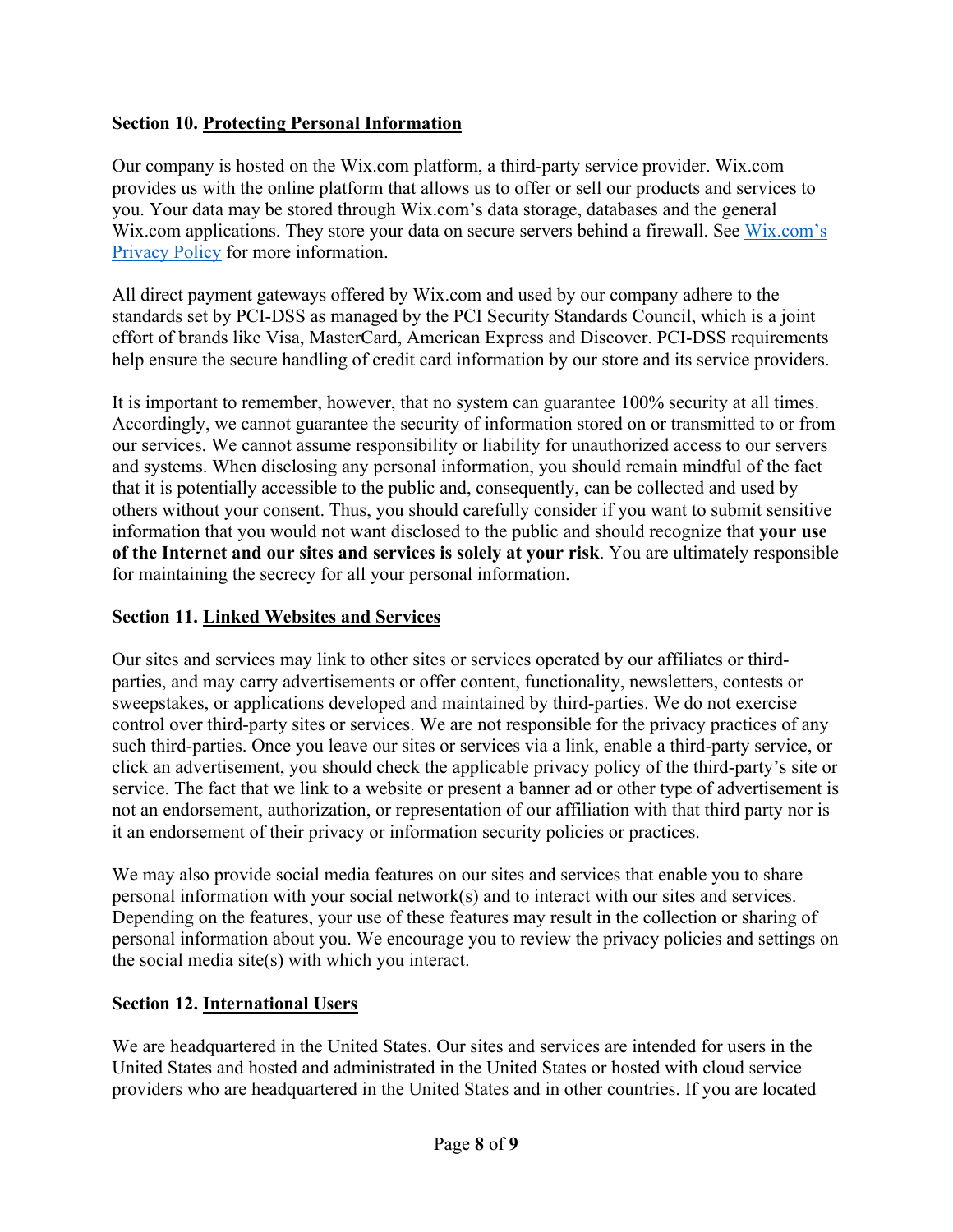## Section 10. Protecting Personal Information

Our company is hosted on the Wix.com platform, a third-party service provider. Wix.com provides us with the online platform that allows us to offer or sell our products and services to you. Your data may be stored through Wix.com's data storage, databases and the general Wix.com applications. They store your data on secure servers behind a firewall. See [Wix.com's Privacy Policy]() for more information.

All direct payment gateways offered by Wix.com and used by our company adhere to the standards set by PCI-DSS as managed by the PCI Security Standards Council, which is a joint effort of brands like Visa, MasterCard, American Express and Discover. PCI-DSS requirements help ensure the secure handling of credit card information by our store and its service providers.

It is important to remember, however, that no system can guarantee 100% security at all times. Accordingly, we cannot guarantee the security of information stored on or transmitted to or from our services. We cannot assume responsibility or liability for unauthorized access to our servers and systems. When disclosing any personal information, you should remain mindful of the fact that it is potentially accessible to the public and, consequently, can be collected and used by others without your consent. Thus, you should carefully consider if you want to submit sensitive information that you would not want disclosed to the public and should recognize that **your use of the Internet and our sites and services is solely at your risk**. You are ultimately responsible for maintaining the secrecy for all your personal information.

## Section 11. Linked Websites and Services

Our sites and services may link to other sites or services operated by our affiliates or third-parties, and may carry advertisements or offer content, functionality, newsletters, contests or sweepstakes, or applications developed and maintained by third-parties. We do not exercise control over third-party sites or services. We are not responsible for the privacy practices of any such third-parties. Once you leave our sites or services via a link, enable a third-party service, or click an advertisement, you should check the applicable privacy policy of the third-party's site or service. The fact that we link to a website or present a banner ad or other type of advertisement is not an endorsement, authorization, or representation of our affiliation with that third party nor is it an endorsement of their privacy or information security policies or practices.

We may also provide social media features on our sites and services that enable you to share personal information with your social network(s) and to interact with our sites and services. Depending on the features, your use of these features may result in the collection or sharing of personal information about you. We encourage you to review the privacy policies and settings on the social media site(s) with which you interact.

## Section 12. International Users

We are headquartered in the United States. Our sites and services are intended for users in the United States and hosted and administrated in the United States or hosted with cloud service providers who are headquartered in the United States and in other countries. If you are located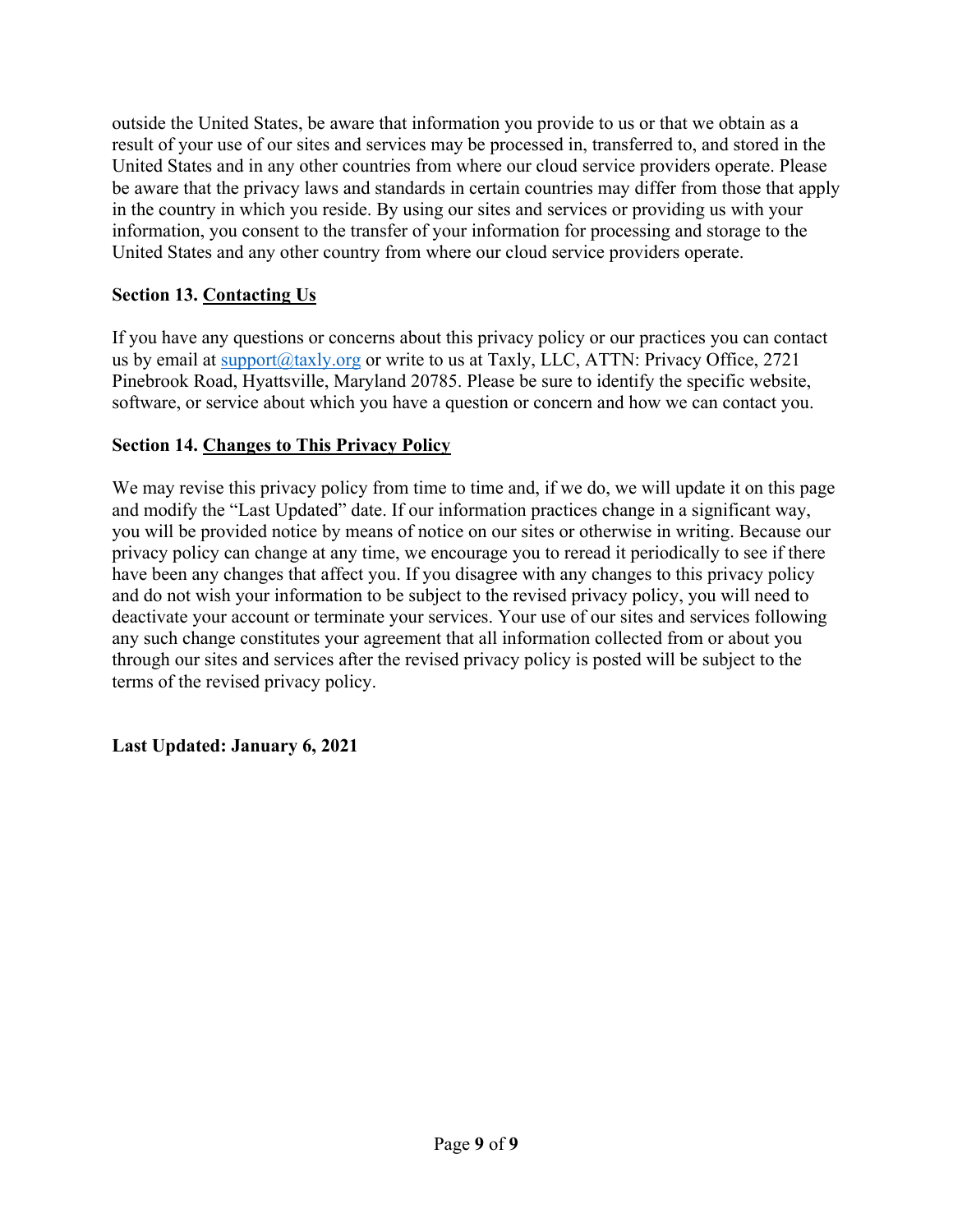outside the United States, be aware that information you provide to us or that we obtain as a result of your use of our sites and services may be processed in, transferred to, and stored in the United States and in any other countries from where our cloud service providers operate. Please be aware that the privacy laws and standards in certain countries may differ from those that apply in the country in which you reside. By using our sites and services or providing us with your information, you consent to the transfer of your information for processing and storage to the United States and any other country from where our cloud service providers operate.

**Section 13. Contacting Us**

If you have any questions or concerns about this privacy policy or our practices you can contact us by email at support@taxly.org or write to us at Taxly, LLC, ATTN: Privacy Office, 2721 Pinebrook Road, Hyattsville, Maryland 20785. Please be sure to identify the specific website, software, or service about which you have a question or concern and how we can contact you.

**Section 14. Changes to This Privacy Policy**

We may revise this privacy policy from time to time and, if we do, we will update it on this page and modify the "Last Updated" date. If our information practices change in a significant way, you will be provided notice by means of notice on our sites or otherwise in writing. Because our privacy policy can change at any time, we encourage you to reread it periodically to see if there have been any changes that affect you. If you disagree with any changes to this privacy policy and do not wish your information to be subject to the revised privacy policy, you will need to deactivate your account or terminate your services. Your use of our sites and services following any such change constitutes your agreement that all information collected from or about you through our sites and services after the revised privacy policy is posted will be subject to the terms of the revised privacy policy.

**Last Updated: January 6, 2021**